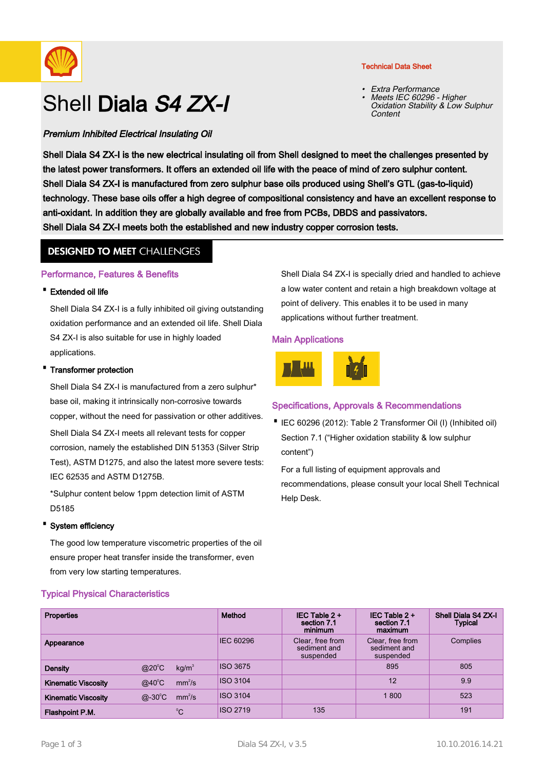Technical Data Sheet

- *Extra Performance*
- *Meets IEC 60296 - Higher Oxidation Stability & Low Sulphur Content*

# Shell **Diala** ***S4 ZX-I***

***Premium Inhibited Electrical Insulating Oil***

**Shell Diala S4 ZX-I is the new electrical insulating oil from Shell designed to meet the challenges presented by the latest power transformers. It offers an extended oil life with the peace of mind of zero sulphur content. Shell Diala S4 ZX-I is manufactured from zero sulphur base oils produced using Shell's GTL (gas-to-liquid) technology. These base oils offer a high degree of compositional consistency and have an excellent response to anti-oxidant. In addition they are globally available and free from PCBs, DBDS and passivators. Shell Diala S4 ZX-I meets both the established and new industry copper corrosion tests.**

**DESIGNED TO MEET** CHALLENGES

## Performance, Features & Benefits

- **Extended oil life**

  Shell Diala S4 ZX-I is a fully inhibited oil giving outstanding oxidation performance and an extended oil life. Shell Diala S4 ZX-I is also suitable for use in highly loaded applications.

- **Transformer protection**

  Shell Diala S4 ZX-I is manufactured from a zero sulphur* base oil, making it intrinsically non-corrosive towards copper, without the need for passivation or other additives.

  Shell Diala S4 ZX-I meets all relevant tests for copper corrosion, namely the established DIN 51353 (Silver Strip Test), ASTM D1275, and also the latest more severe tests: IEC 62535 and ASTM D1275B.

  *Sulphur content below 1ppm detection limit of ASTM D5185

- **System efficiency**

  The good low temperature viscometric properties of the oil ensure proper heat transfer inside the transformer, even from very low starting temperatures.

Shell Diala S4 ZX-I is specially dried and handled to achieve a low water content and retain a high breakdown voltage at point of delivery. This enables it to be used in many applications without further treatment.

## Main Applications

## Specifications, Approvals & Recommendations

- IEC 60296 (2012): Table 2 Transformer Oil (I) (Inhibited oil) Section 7.1 ("Higher oxidation stability & low sulphur content")

For a full listing of equipment approvals and recommendations, please consult your local Shell Technical Help Desk.

## Typical Physical Characteristics

| Properties | | | Method | IEC Table 2 + section 7.1 minimum | IEC Table 2 + section 7.1 maximum | Shell Diala S4 ZX-I Typical |
|---|---|---|---|---|---|---|
| Appearance | | | IEC 60296 | Clear, free from sediment and suspended | Clear, free from sediment and suspended | Complies |
| Density | @20°C | kg/m³ | ISO 3675 | | 895 | 805 |
| Kinematic Viscosity | @40°C | mm²/s | ISO 3104 | | 12 | 9.9 |
| Kinematic Viscosity | @-30°C | mm²/s | ISO 3104 | | 1 800 | 523 |
| Flashpoint P.M. | | °C | ISO 2719 | 135 | | 191 |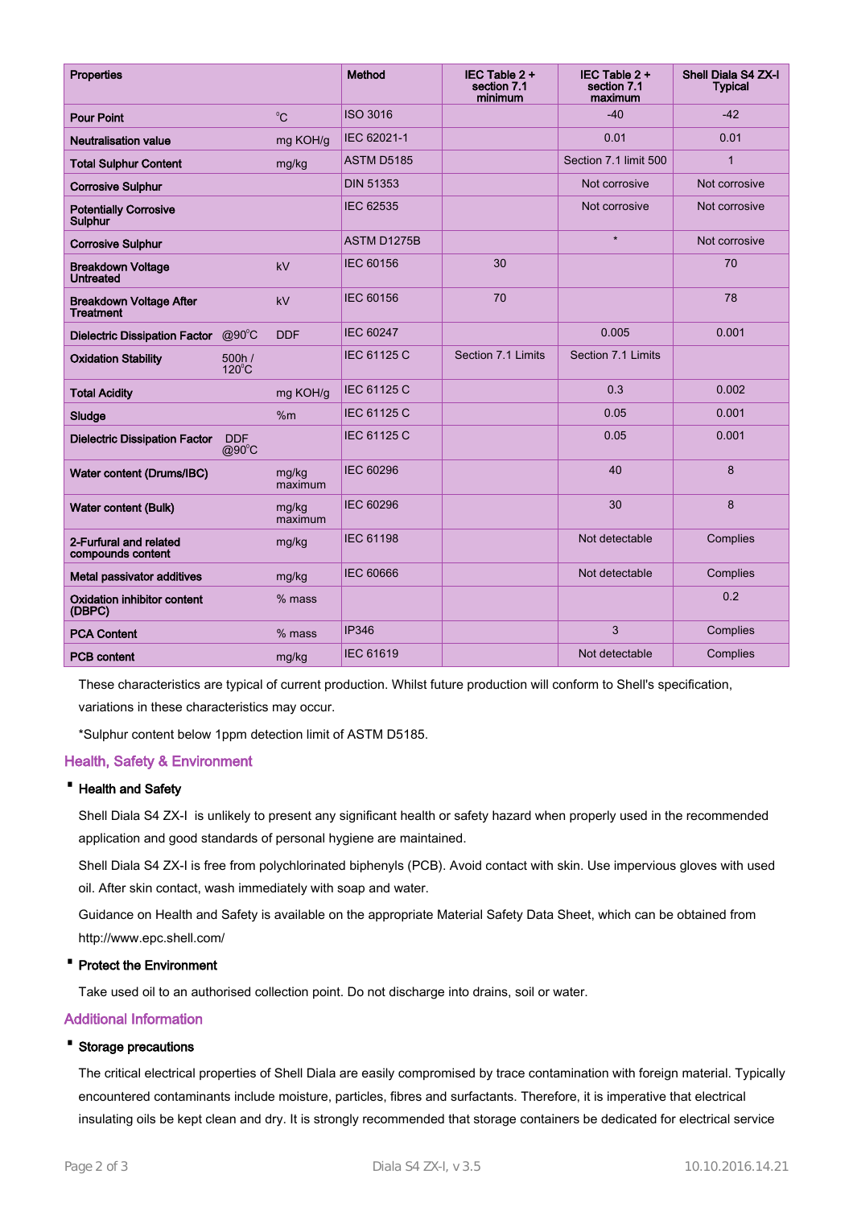| Properties | | | Method | IEC Table 2 + section 7.1 minimum | IEC Table 2 + section 7.1 maximum | Shell Diala S4 ZX-I Typical |
|---|---|---|---|---|---|---|
| Pour Point | | °C | ISO 3016 | | -40 | -42 |
| Neutralisation value | | mg KOH/g | IEC 62021-1 | | 0.01 | 0.01 |
| Total Sulphur Content | | mg/kg | ASTM D5185 | | Section 7.1 limit 500 | 1 |
| Corrosive Sulphur | | | DIN 51353 | | Not corrosive | Not corrosive |
| Potentially Corrosive Sulphur | | | IEC 62535 | | Not corrosive | Not corrosive |
| Corrosive Sulphur | | | ASTM D1275B | | * | Not corrosive |
| Breakdown Voltage Untreated | | kV | IEC 60156 | 30 | | 70 |
| Breakdown Voltage After Treatment | | kV | IEC 60156 | 70 | | 78 |
| Dielectric Dissipation Factor | @90°C | DDF | IEC 60247 | | 0.005 | 0.001 |
| Oxidation Stability | 500h / 120°C | | IEC 61125 C | Section 7.1 Limits | Section 7.1 Limits | |
| Total Acidity | | mg KOH/g | IEC 61125 C | | 0.3 | 0.002 |
| Sludge | | %m | IEC 61125 C | | 0.05 | 0.001 |
| Dielectric Dissipation Factor | DDF @90°C | | IEC 61125 C | | 0.05 | 0.001 |
| Water content (Drums/IBC) | | mg/kg maximum | IEC 60296 | | 40 | 8 |
| Water content (Bulk) | | mg/kg maximum | IEC 60296 | | 30 | 8 |
| 2-Furfural and related compounds content | | mg/kg | IEC 61198 | | Not detectable | Complies |
| Metal passivator additives | | mg/kg | IEC 60666 | | Not detectable | Complies |
| Oxidation inhibitor content (DBPC) | | % mass | | | | 0.2 |
| PCA Content | | % mass | IP346 | | 3 | Complies |
| PCB content | | mg/kg | IEC 61619 | | Not detectable | Complies |

These characteristics are typical of current production. Whilst future production will conform to Shell's specification, variations in these characteristics may occur.

*Sulphur content below 1ppm detection limit of ASTM D5185.

## Health, Safety & Environment

- **Health and Safety**

Shell Diala S4 ZX-I is unlikely to present any significant health or safety hazard when properly used in the recommended application and good standards of personal hygiene are maintained.

Shell Diala S4 ZX-I is free from polychlorinated biphenyls (PCB). Avoid contact with skin. Use impervious gloves with used oil. After skin contact, wash immediately with soap and water.

Guidance on Health and Safety is available on the appropriate Material Safety Data Sheet, which can be obtained from http://www.epc.shell.com/

- **Protect the Environment**

Take used oil to an authorised collection point. Do not discharge into drains, soil or water.

## Additional Information

- **Storage precautions**

The critical electrical properties of Shell Diala are easily compromised by trace contamination with foreign material. Typically encountered contaminants include moisture, particles, fibres and surfactants. Therefore, it is imperative that electrical insulating oils be kept clean and dry. It is strongly recommended that storage containers be dedicated for electrical service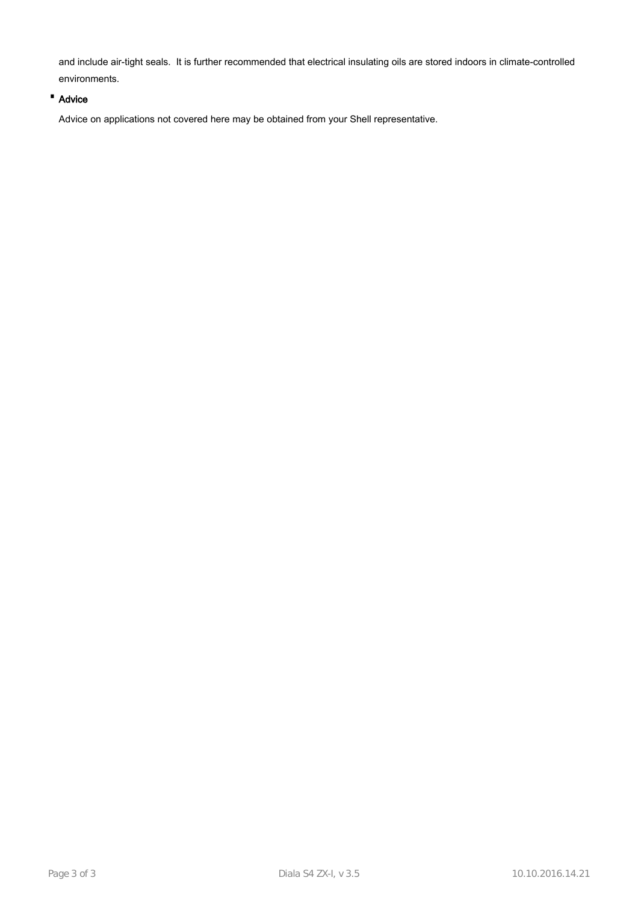and include air-tight seals.  It is further recommended that electrical insulating oils are stored indoors in climate-controlled environments.

- **Advice**

Advice on applications not covered here may be obtained from your Shell representative.